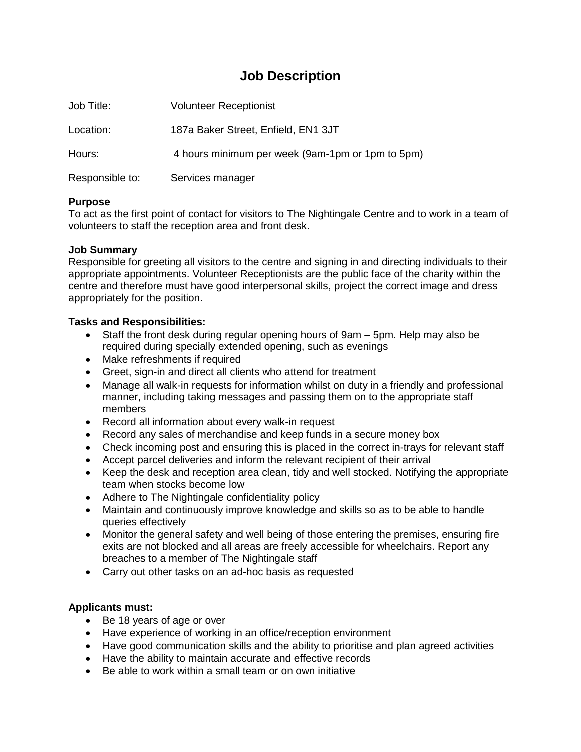# Job Description

Job Title: Volunteer Receptionist

Location: 187a Baker Street, Enfield, EN1 3JT

Hours: 4 hours minimum per week (9am-1pm or 1pm to 5pm)

Responsible to: Services manager

**Purpose**

To act as the first point of contact for visitors to The Nightingale Centre and to work in a team of volunteers to staff the reception area and front desk.

**Job Summary**

Responsible for greeting all visitors to the centre and signing in and directing individuals to their appropriate appointments. Volunteer Receptionists are the public face of the charity within the centre and therefore must have good interpersonal skills, project the correct image and dress appropriately for the position.

**Tasks and Responsibilities:**

- Staff the front desk during regular opening hours of 9am – 5pm. Help may also be required during specially extended opening, such as evenings
- Make refreshments if required
- Greet, sign-in and direct all clients who attend for treatment
- Manage all walk-in requests for information whilst on duty in a friendly and professional manner, including taking messages and passing them on to the appropriate staff members
- Record all information about every walk-in request
- Record any sales of merchandise and keep funds in a secure money box
- Check incoming post and ensuring this is placed in the correct in-trays for relevant staff
- Accept parcel deliveries and inform the relevant recipient of their arrival
- Keep the desk and reception area clean, tidy and well stocked. Notifying the appropriate team when stocks become low
- Adhere to The Nightingale confidentiality policy
- Maintain and continuously improve knowledge and skills so as to be able to handle queries effectively
- Monitor the general safety and well being of those entering the premises, ensuring fire exits are not blocked and all areas are freely accessible for wheelchairs. Report any breaches to a member of The Nightingale staff
- Carry out other tasks on an ad-hoc basis as requested

**Applicants must:**

- Be 18 years of age or over
- Have experience of working in an office/reception environment
- Have good communication skills and the ability to prioritise and plan agreed activities
- Have the ability to maintain accurate and effective records
- Be able to work within a small team or on own initiative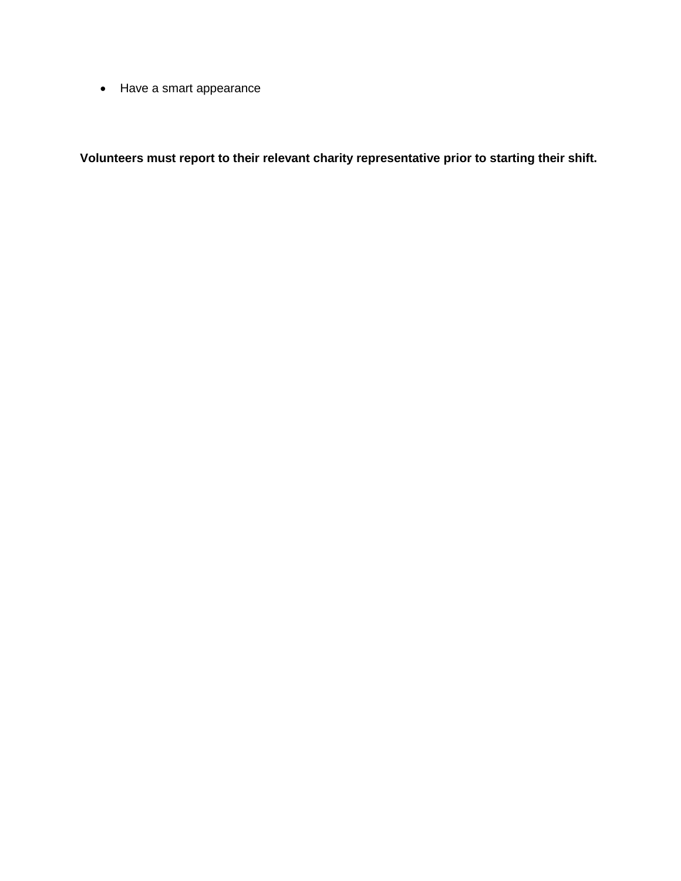- Have a smart appearance

**Volunteers must report to their relevant charity representative prior to starting their shift.**